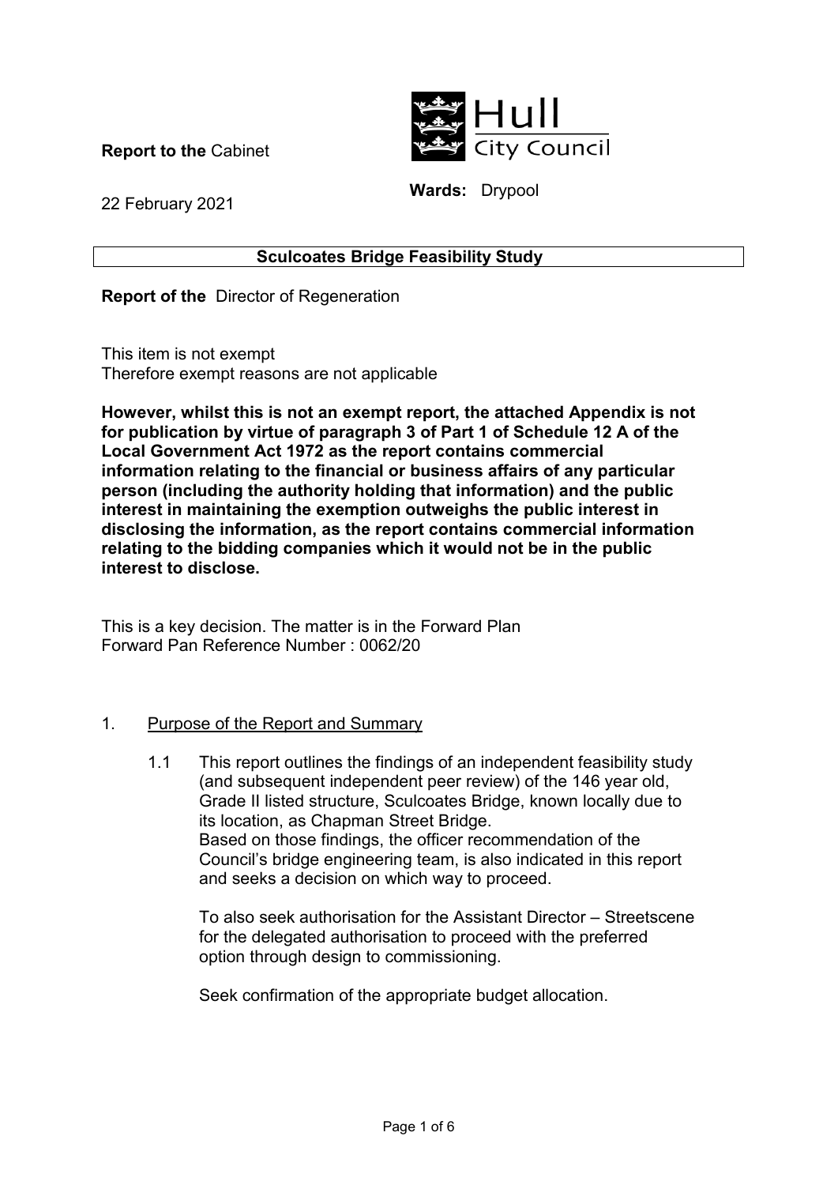**Report to the** Cabinet

Hull City Council

22 February 2021

**Wards:** Drypool

**Sculcoates Bridge Feasibility Study**

**Report of the** Director of Regeneration

This item is not exempt
Therefore exempt reasons are not applicable

**However, whilst this is not an exempt report, the attached Appendix is not for publication by virtue of paragraph 3 of Part 1 of Schedule 12 A of the Local Government Act 1972 as the report contains commercial information relating to the financial or business affairs of any particular person (including the authority holding that information) and the public interest in maintaining the exemption outweighs the public interest in disclosing the information, as the report contains commercial information relating to the bidding companies which it would not be in the public interest to disclose.**

This is a key decision. The matter is in the Forward Plan
Forward Pan Reference Number : 0062/20

1. Purpose of the Report and Summary

   1.1 This report outlines the findings of an independent feasibility study (and subsequent independent peer review) of the 146 year old, Grade II listed structure, Sculcoates Bridge, known locally due to its location, as Chapman Street Bridge.
   Based on those findings, the officer recommendation of the Council's bridge engineering team, is also indicated in this report and seeks a decision on which way to proceed.

   To also seek authorisation for the Assistant Director – Streetscene for the delegated authorisation to proceed with the preferred option through design to commissioning.

   Seek confirmation of the appropriate budget allocation.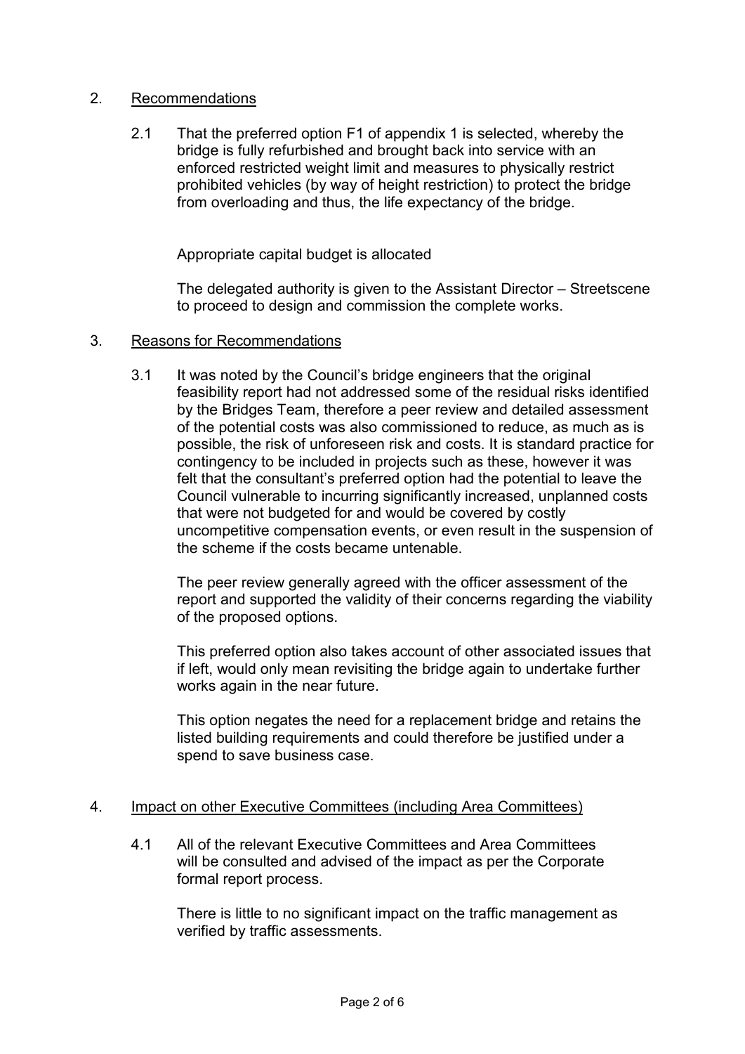## 2. Recommendations

2.1 That the preferred option F1 of appendix 1 is selected, whereby the bridge is fully refurbished and brought back into service with an enforced restricted weight limit and measures to physically restrict prohibited vehicles (by way of height restriction) to protect the bridge from overloading and thus, the life expectancy of the bridge.

Appropriate capital budget is allocated

The delegated authority is given to the Assistant Director – Streetscene to proceed to design and commission the complete works.

## 3. Reasons for Recommendations

3.1 It was noted by the Council's bridge engineers that the original feasibility report had not addressed some of the residual risks identified by the Bridges Team, therefore a peer review and detailed assessment of the potential costs was also commissioned to reduce, as much as is possible, the risk of unforeseen risk and costs. It is standard practice for contingency to be included in projects such as these, however it was felt that the consultant's preferred option had the potential to leave the Council vulnerable to incurring significantly increased, unplanned costs that were not budgeted for and would be covered by costly uncompetitive compensation events, or even result in the suspension of the scheme if the costs became untenable.

The peer review generally agreed with the officer assessment of the report and supported the validity of their concerns regarding the viability of the proposed options.

This preferred option also takes account of other associated issues that if left, would only mean revisiting the bridge again to undertake further works again in the near future.

This option negates the need for a replacement bridge and retains the listed building requirements and could therefore be justified under a spend to save business case.

## 4. Impact on other Executive Committees (including Area Committees)

4.1 All of the relevant Executive Committees and Area Committees will be consulted and advised of the impact as per the Corporate formal report process.

There is little to no significant impact on the traffic management as verified by traffic assessments.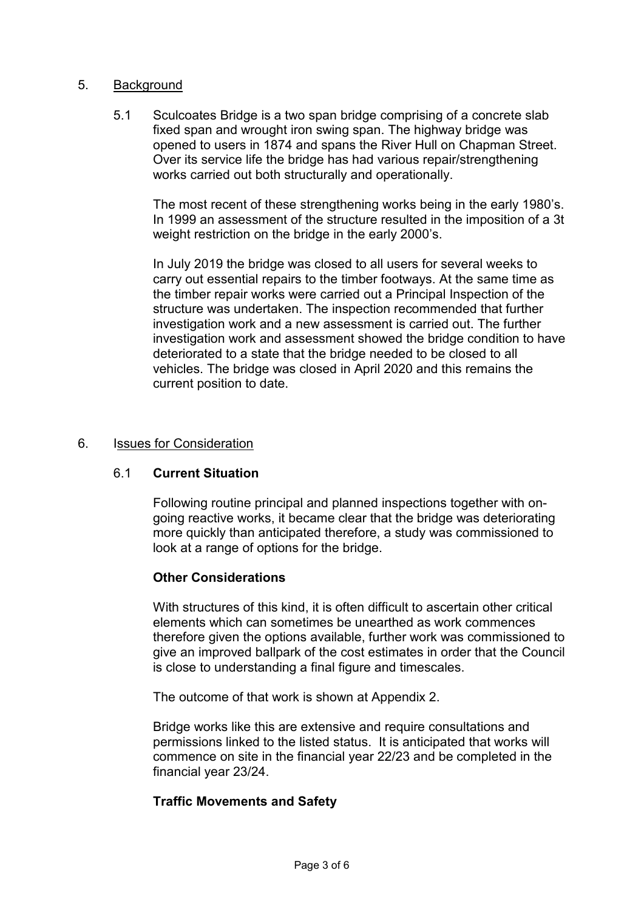5. <u>Background</u>

5.1 Sculcoates Bridge is a two span bridge comprising of a concrete slab fixed span and wrought iron swing span. The highway bridge was opened to users in 1874 and spans the River Hull on Chapman Street. Over its service life the bridge has had various repair/strengthening works carried out both structurally and operationally.

The most recent of these strengthening works being in the early 1980's. In 1999 an assessment of the structure resulted in the imposition of a 3t weight restriction on the bridge in the early 2000's.

In July 2019 the bridge was closed to all users for several weeks to carry out essential repairs to the timber footways. At the same time as the timber repair works were carried out a Principal Inspection of the structure was undertaken. The inspection recommended that further investigation work and a new assessment is carried out. The further investigation work and assessment showed the bridge condition to have deteriorated to a state that the bridge needed to be closed to all vehicles. The bridge was closed in April 2020 and this remains the current position to date.

6. <u>Issues for Consideration</u>

6.1 **Current Situation**

Following routine principal and planned inspections together with on-going reactive works, it became clear that the bridge was deteriorating more quickly than anticipated therefore, a study was commissioned to look at a range of options for the bridge.

**Other Considerations**

With structures of this kind, it is often difficult to ascertain other critical elements which can sometimes be unearthed as work commences therefore given the options available, further work was commissioned to give an improved ballpark of the cost estimates in order that the Council is close to understanding a final figure and timescales.

The outcome of that work is shown at Appendix 2.

Bridge works like this are extensive and require consultations and permissions linked to the listed status. It is anticipated that works will commence on site in the financial year 22/23 and be completed in the financial year 23/24.

**Traffic Movements and Safety**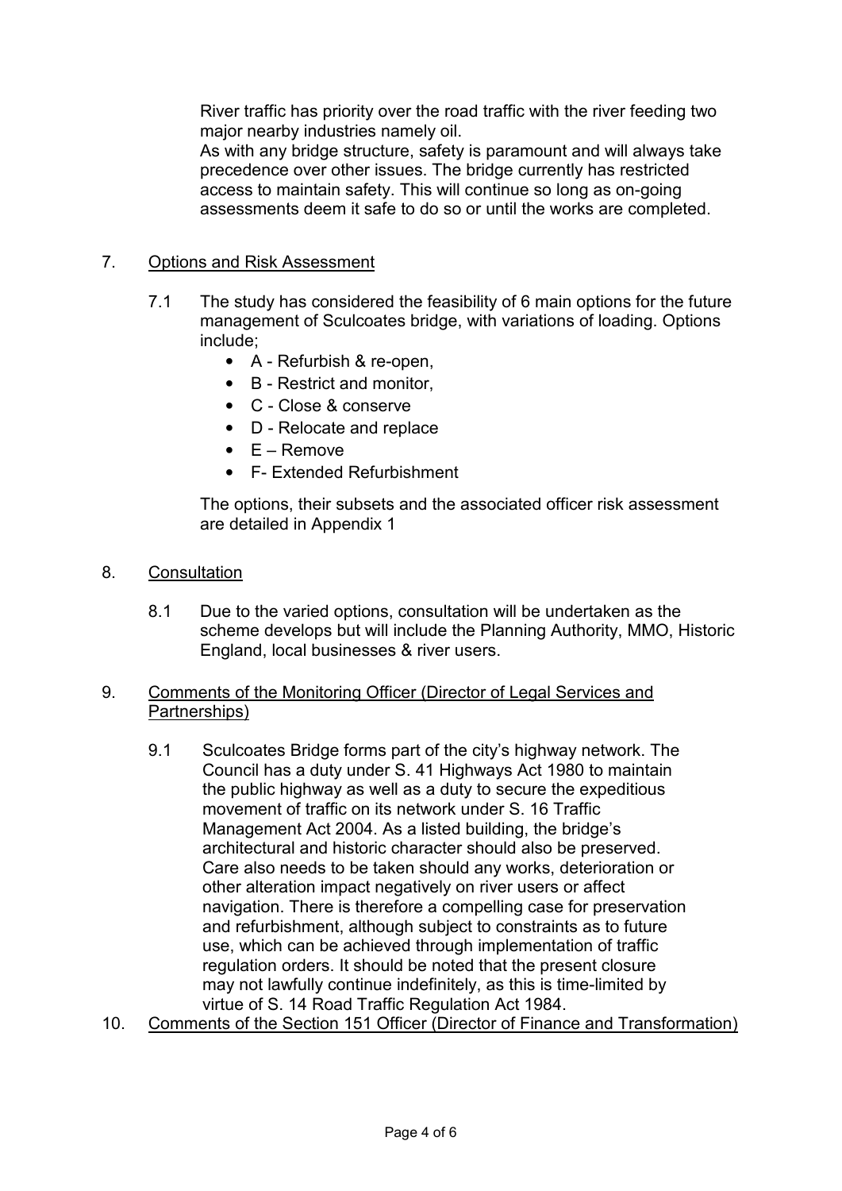River traffic has priority over the road traffic with the river feeding two major nearby industries namely oil.
As with any bridge structure, safety is paramount and will always take precedence over other issues. The bridge currently has restricted access to maintain safety. This will continue so long as on-going assessments deem it safe to do so or until the works are completed.

7. Options and Risk Assessment

7.1 The study has considered the feasibility of 6 main options for the future management of Sculcoates bridge, with variations of loading. Options include;

- A - Refurbish & re-open,
- B - Restrict and monitor,
- C - Close & conserve
- D - Relocate and replace
- E – Remove
- F- Extended Refurbishment

The options, their subsets and the associated officer risk assessment are detailed in Appendix 1

8. Consultation

8.1 Due to the varied options, consultation will be undertaken as the scheme develops but will include the Planning Authority, MMO, Historic England, local businesses & river users.

9. Comments of the Monitoring Officer (Director of Legal Services and Partnerships)

9.1 Sculcoates Bridge forms part of the city's highway network. The Council has a duty under S. 41 Highways Act 1980 to maintain the public highway as well as a duty to secure the expeditious movement of traffic on its network under S. 16 Traffic Management Act 2004. As a listed building, the bridge's architectural and historic character should also be preserved. Care also needs to be taken should any works, deterioration or other alteration impact negatively on river users or affect navigation. There is therefore a compelling case for preservation and refurbishment, although subject to constraints as to future use, which can be achieved through implementation of traffic regulation orders. It should be noted that the present closure may not lawfully continue indefinitely, as this is time-limited by virtue of S. 14 Road Traffic Regulation Act 1984.

10. Comments of the Section 151 Officer (Director of Finance and Transformation)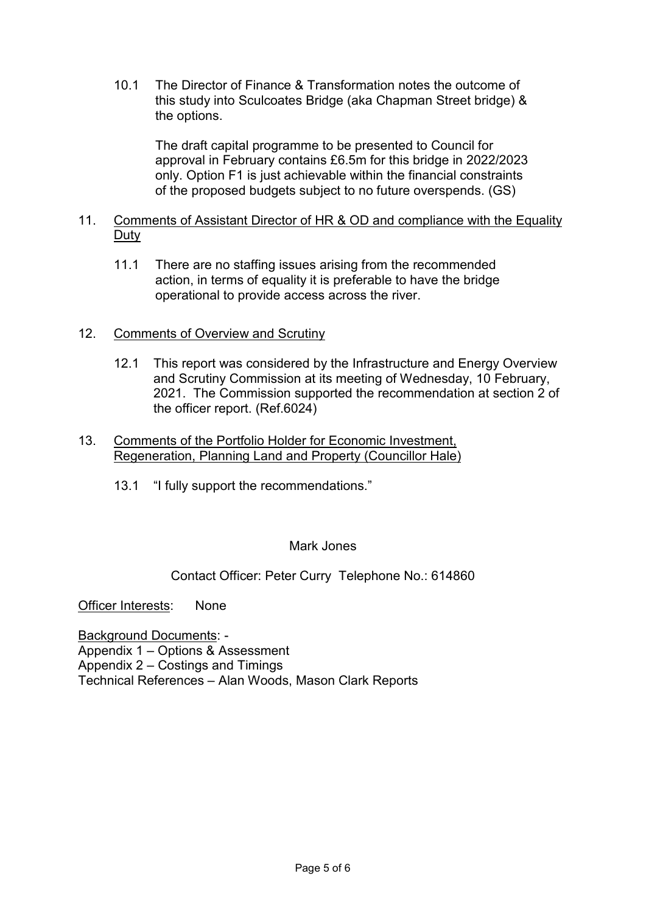10.1 The Director of Finance & Transformation notes the outcome of this study into Sculcoates Bridge (aka Chapman Street bridge) & the options.

The draft capital programme to be presented to Council for approval in February contains £6.5m for this bridge in 2022/2023 only. Option F1 is just achievable within the financial constraints of the proposed budgets subject to no future overspends. (GS)

11. <u>Comments of Assistant Director of HR & OD and compliance with the Equality Duty</u>

11.1 There are no staffing issues arising from the recommended action, in terms of equality it is preferable to have the bridge operational to provide access across the river.

12. <u>Comments of Overview and Scrutiny</u>

12.1 This report was considered by the Infrastructure and Energy Overview and Scrutiny Commission at its meeting of Wednesday, 10 February, 2021. The Commission supported the recommendation at section 2 of the officer report. (Ref.6024)

13. <u>Comments of the Portfolio Holder for Economic Investment, Regeneration, Planning Land and Property (Councillor Hale)</u>

13.1 "I fully support the recommendations."

Mark Jones

Contact Officer: Peter Curry Telephone No.: 614860

<u>Officer Interests</u>: None

<u>Background Documents</u>: -
Appendix 1 – Options & Assessment
Appendix 2 – Costings and Timings
Technical References – Alan Woods, Mason Clark Reports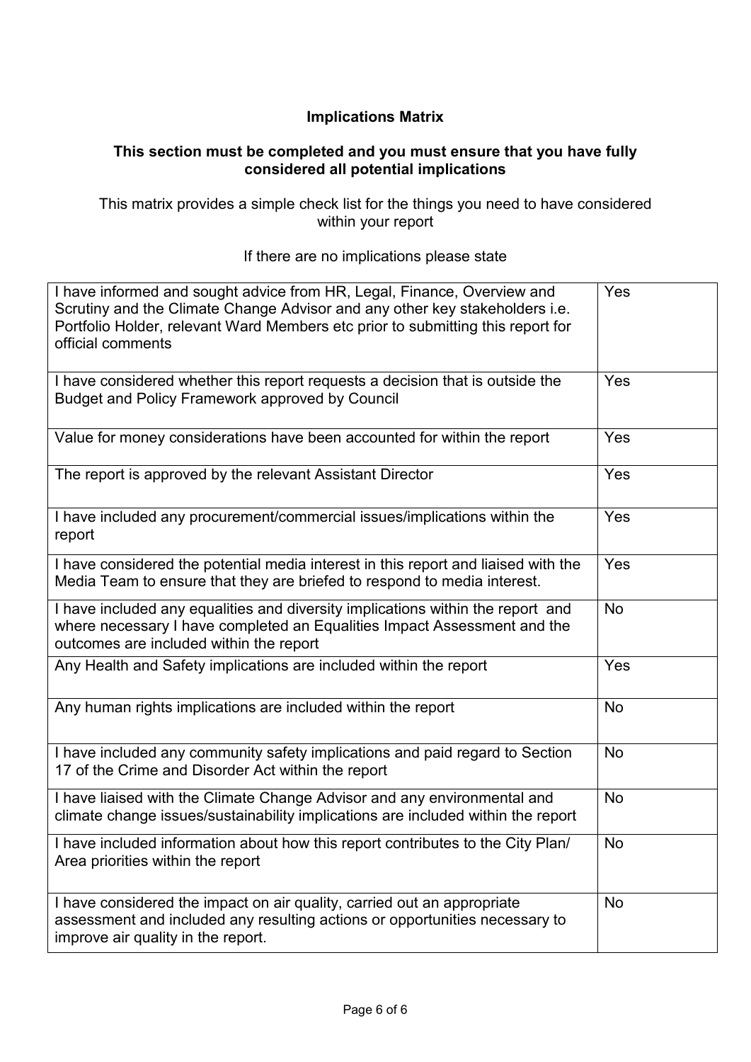**Implications Matrix**

**This section must be completed and you must ensure that you have fully considered all potential implications**

This matrix provides a simple check list for the things you need to have considered within your report

If there are no implications please state

| | |
|---|---|
| I have informed and sought advice from HR, Legal, Finance, Overview and Scrutiny and the Climate Change Advisor and any other key stakeholders i.e. Portfolio Holder, relevant Ward Members etc prior to submitting this report for official comments | Yes |
| I have considered whether this report requests a decision that is outside the Budget and Policy Framework approved by Council | Yes |
| Value for money considerations have been accounted for within the report | Yes |
| The report is approved by the relevant Assistant Director | Yes |
| I have included any procurement/commercial issues/implications within the report | Yes |
| I have considered the potential media interest in this report and liaised with the Media Team to ensure that they are briefed to respond to media interest. | Yes |
| I have included any equalities and diversity implications within the report and where necessary I have completed an Equalities Impact Assessment and the outcomes are included within the report | No |
| Any Health and Safety implications are included within the report | Yes |
| Any human rights implications are included within the report | No |
| I have included any community safety implications and paid regard to Section 17 of the Crime and Disorder Act within the report | No |
| I have liaised with the Climate Change Advisor and any environmental and climate change issues/sustainability implications are included within the report | No |
| I have included information about how this report contributes to the City Plan/ Area priorities within the report | No |
| I have considered the impact on air quality, carried out an appropriate assessment and included any resulting actions or opportunities necessary to improve air quality in the report. | No |